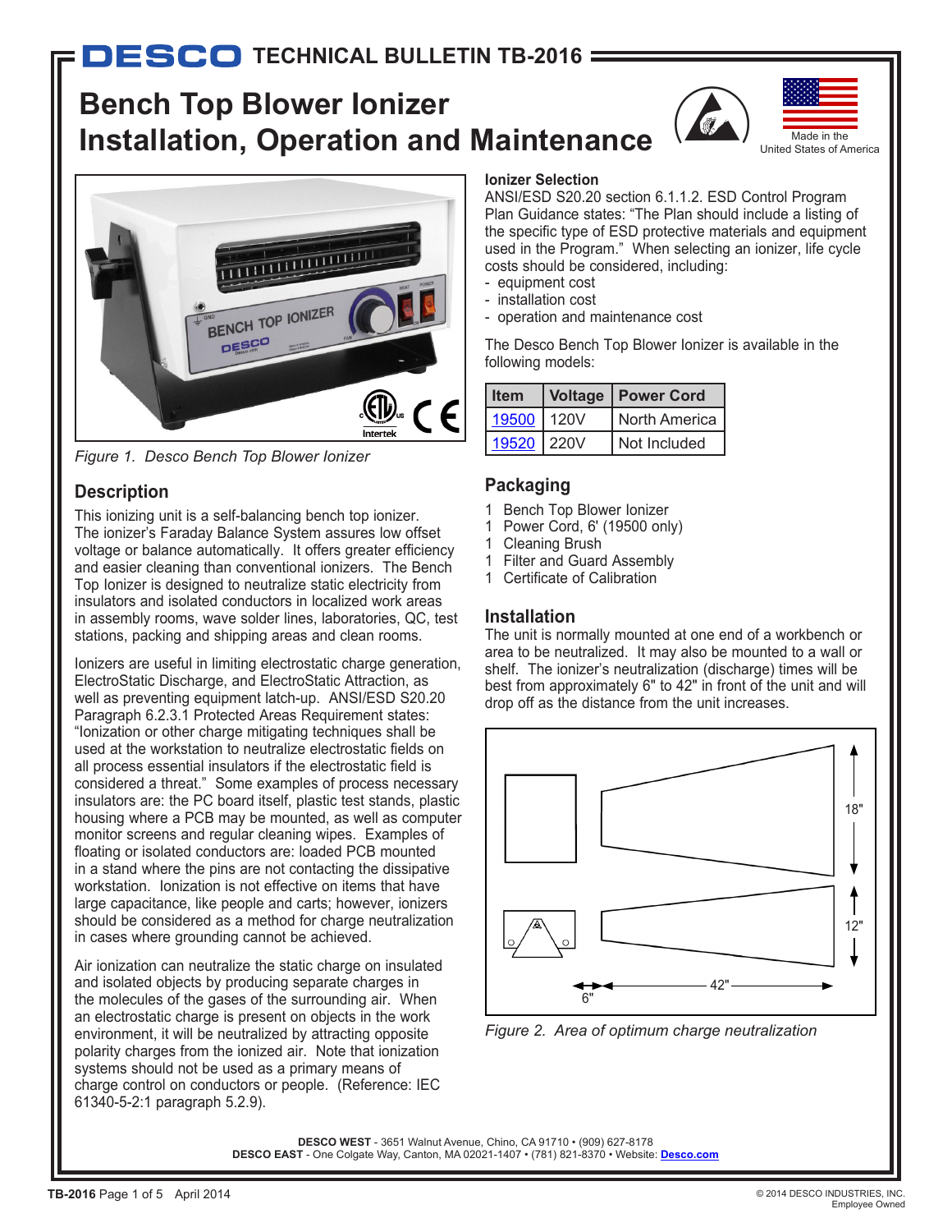# DESCO TECHNICAL BULLETIN TB-2016

# Bench Top Blower Ionizer Installation, Operation and Maintenance

Made in the United States of America

*Figure 1. Desco Bench Top Blower Ionizer*

## Description

This ionizing unit is a self-balancing bench top ionizer. The ionizer's Faraday Balance System assures low offset voltage or balance automatically. It offers greater efficiency and easier cleaning than conventional ionizers. The Bench Top Ionizer is designed to neutralize static electricity from insulators and isolated conductors in localized work areas in assembly rooms, wave solder lines, laboratories, QC, test stations, packing and shipping areas and clean rooms.

Ionizers are useful in limiting electrostatic charge generation, ElectroStatic Discharge, and ElectroStatic Attraction, as well as preventing equipment latch-up. ANSI/ESD S20.20 Paragraph 6.2.3.1 Protected Areas Requirement states: "Ionization or other charge mitigating techniques shall be used at the workstation to neutralize electrostatic fields on all process essential insulators if the electrostatic field is considered a threat." Some examples of process necessary insulators are: the PC board itself, plastic test stands, plastic housing where a PCB may be mounted, as well as computer monitor screens and regular cleaning wipes. Examples of floating or isolated conductors are: loaded PCB mounted in a stand where the pins are not contacting the dissipative workstation. Ionization is not effective on items that have large capacitance, like people and carts; however, ionizers should be considered as a method for charge neutralization in cases where grounding cannot be achieved.

Air ionization can neutralize the static charge on insulated and isolated objects by producing separate charges in the molecules of the gases of the surrounding air. When an electrostatic charge is present on objects in the work environment, it will be neutralized by attracting opposite polarity charges from the ionized air. Note that ionization systems should not be used as a primary means of charge control on conductors or people. (Reference: IEC 61340-5-2:1 paragraph 5.2.9).

### Ionizer Selection

ANSI/ESD S20.20 section 6.1.1.2. ESD Control Program Plan Guidance states: "The Plan should include a listing of the specific type of ESD protective materials and equipment used in the Program." When selecting an ionizer, life cycle costs should be considered, including:

- equipment cost
- installation cost
- operation and maintenance cost

The Desco Bench Top Blower Ionizer is available in the following models:

| Item | Voltage | Power Cord |
|---|---|---|
| 19500 | 120V | North America |
| 19520 | 220V | Not Included |

## Packaging

1 Bench Top Blower Ionizer
1 Power Cord, 6' (19500 only)
1 Cleaning Brush
1 Filter and Guard Assembly
1 Certificate of Calibration

## Installation

The unit is normally mounted at one end of a workbench or area to be neutralized. It may also be mounted to a wall or shelf. The ionizer's neutralization (discharge) times will be best from approximately 6" to 42" in front of the unit and will drop off as the distance from the unit increases.

*Figure 2. Area of optimum charge neutralization*

DESCO WEST - 3651 Walnut Avenue, Chino, CA 91710 • (909) 627-8178
DESCO EAST - One Colgate Way, Canton, MA 02021-1407 • (781) 821-8370 • Website: Desco.com

© 2014 DESCO INDUSTRIES, INC. Employee Owned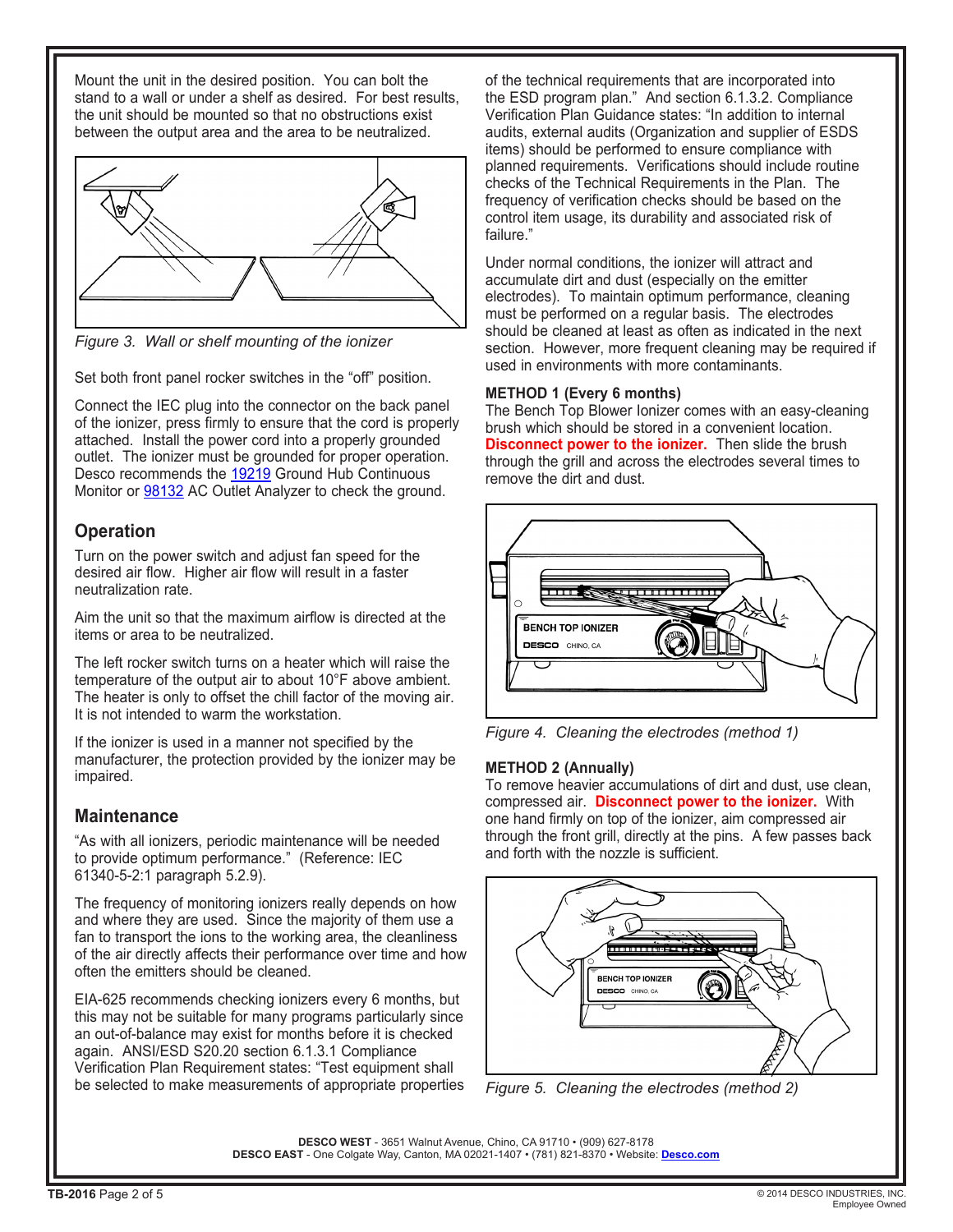Mount the unit in the desired position. You can bolt the stand to a wall or under a shelf as desired. For best results, the unit should be mounted so that no obstructions exist between the output area and the area to be neutralized.

*Figure 3. Wall or shelf mounting of the ionizer*

Set both front panel rocker switches in the "off" position.

Connect the IEC plug into the connector on the back panel of the ionizer, press firmly to ensure that the cord is properly attached. Install the power cord into a properly grounded outlet. The ionizer must be grounded for proper operation. Desco recommends the 19219 Ground Hub Continuous Monitor or 98132 AC Outlet Analyzer to check the ground.

## Operation

Turn on the power switch and adjust fan speed for the desired air flow. Higher air flow will result in a faster neutralization rate.

Aim the unit so that the maximum airflow is directed at the items or area to be neutralized.

The left rocker switch turns on a heater which will raise the temperature of the output air to about 10°F above ambient. The heater is only to offset the chill factor of the moving air. It is not intended to warm the workstation.

If the ionizer is used in a manner not specified by the manufacturer, the protection provided by the ionizer may be impaired.

## Maintenance

"As with all ionizers, periodic maintenance will be needed to provide optimum performance." (Reference: IEC 61340-5-2:1 paragraph 5.2.9).

The frequency of monitoring ionizers really depends on how and where they are used. Since the majority of them use a fan to transport the ions to the working area, the cleanliness of the air directly affects their performance over time and how often the emitters should be cleaned.

EIA-625 recommends checking ionizers every 6 months, but this may not be suitable for many programs particularly since an out-of-balance may exist for months before it is checked again. ANSI/ESD S20.20 section 6.1.3.1 Compliance Verification Plan Requirement states: "Test equipment shall be selected to make measurements of appropriate properties of the technical requirements that are incorporated into the ESD program plan." And section 6.1.3.2. Compliance Verification Plan Guidance states: "In addition to internal audits, external audits (Organization and supplier of ESDS items) should be performed to ensure compliance with planned requirements. Verifications should include routine checks of the Technical Requirements in the Plan. The frequency of verification checks should be based on the control item usage, its durability and associated risk of failure."

Under normal conditions, the ionizer will attract and accumulate dirt and dust (especially on the emitter electrodes). To maintain optimum performance, cleaning must be performed on a regular basis. The electrodes should be cleaned at least as often as indicated in the next section. However, more frequent cleaning may be required if used in environments with more contaminants.

**METHOD 1 (Every 6 months)**

The Bench Top Blower Ionizer comes with an easy-cleaning brush which should be stored in a convenient location. **Disconnect power to the ionizer.** Then slide the brush through the grill and across the electrodes several times to remove the dirt and dust.

*Figure 4. Cleaning the electrodes (method 1)*

**METHOD 2 (Annually)**

To remove heavier accumulations of dirt and dust, use clean, compressed air. **Disconnect power to the ionizer.** With one hand firmly on top of the ionizer, aim compressed air through the front grill, directly at the pins. A few passes back and forth with the nozzle is sufficient.

*Figure 5. Cleaning the electrodes (method 2)*

**DESCO WEST** - 3651 Walnut Avenue, Chino, CA 91710 • (909) 627-8178
**DESCO EAST** - One Colgate Way, Canton, MA 02021-1407 • (781) 821-8370 • Website: **Desco.com**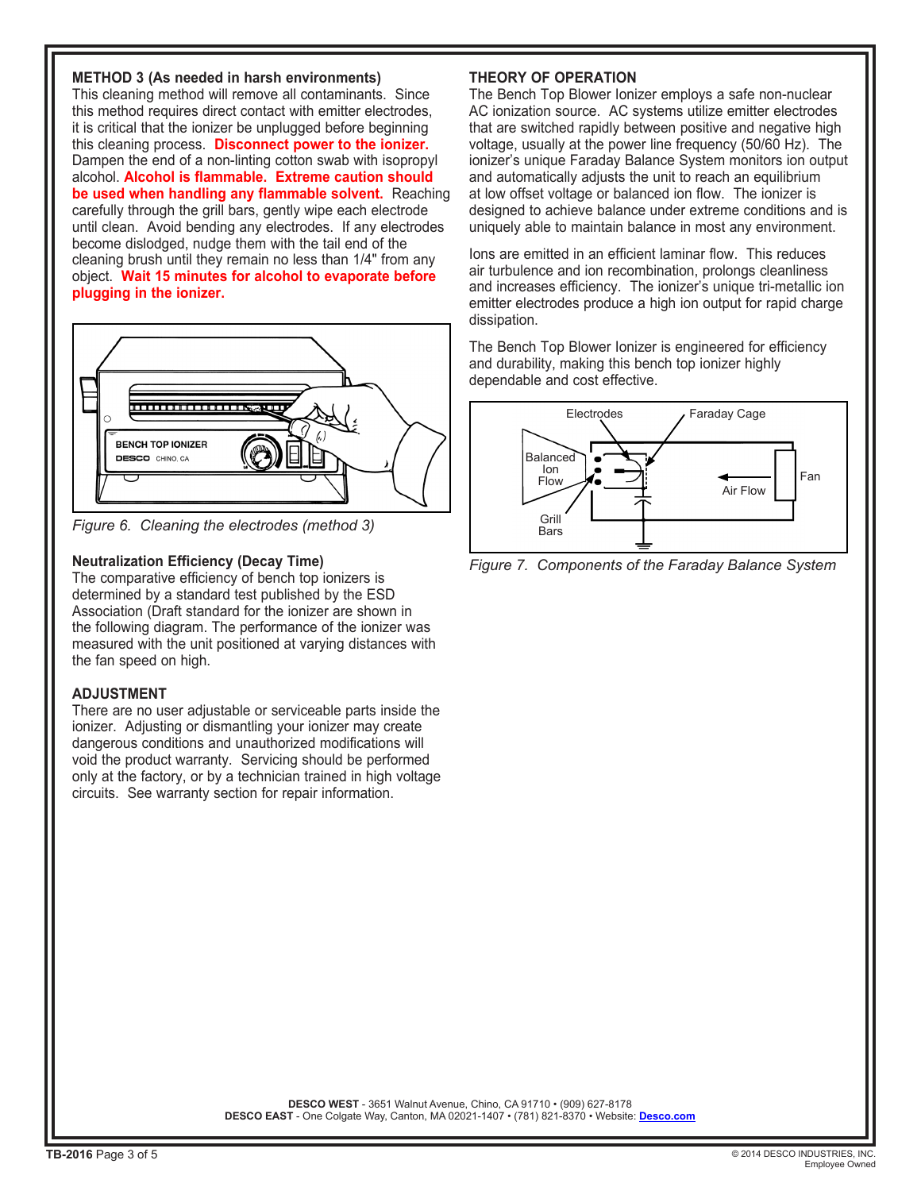### METHOD 3 (As needed in harsh environments)

This cleaning method will remove all contaminants. Since this method requires direct contact with emitter electrodes, it is critical that the ionizer be unplugged before beginning this cleaning process. **Disconnect power to the ionizer.** Dampen the end of a non-linting cotton swab with isopropyl alcohol. **Alcohol is flammable. Extreme caution should be used when handling any flammable solvent.** Reaching carefully through the grill bars, gently wipe each electrode until clean. Avoid bending any electrodes. If any electrodes become dislodged, nudge them with the tail end of the cleaning brush until they remain no less than 1/4" from any object. **Wait 15 minutes for alcohol to evaporate before plugging in the ionizer.**

*Figure 6. Cleaning the electrodes (method 3)*

### Neutralization Efficiency (Decay Time)

The comparative efficiency of bench top ionizers is determined by a standard test published by the ESD Association (Draft standard for the ionizer are shown in the following diagram. The performance of the ionizer was measured with the unit positioned at varying distances with the fan speed on high.

### ADJUSTMENT

There are no user adjustable or serviceable parts inside the ionizer. Adjusting or dismantling your ionizer may create dangerous conditions and unauthorized modifications will void the product warranty. Servicing should be performed only at the factory, or by a technician trained in high voltage circuits. See warranty section for repair information.

### THEORY OF OPERATION

The Bench Top Blower Ionizer employs a safe non-nuclear AC ionization source. AC systems utilize emitter electrodes that are switched rapidly between positive and negative high voltage, usually at the power line frequency (50/60 Hz). The ionizer's unique Faraday Balance System monitors ion output and automatically adjusts the unit to reach an equilibrium at low offset voltage or balanced ion flow. The ionizer is designed to achieve balance under extreme conditions and is uniquely able to maintain balance in most any environment.

Ions are emitted in an efficient laminar flow. This reduces air turbulence and ion recombination, prolongs cleanliness and increases efficiency. The ionizer's unique tri-metallic ion emitter electrodes produce a high ion output for rapid charge dissipation.

The Bench Top Blower Ionizer is engineered for efficiency and durability, making this bench top ionizer highly dependable and cost effective.

*Figure 7. Components of the Faraday Balance System*

**DESCO WEST** - 3651 Walnut Avenue, Chino, CA 91710 • (909) 627-8178
**DESCO EAST** - One Colgate Way, Canton, MA 02021-1407 • (781) 821-8370 • Website: Desco.com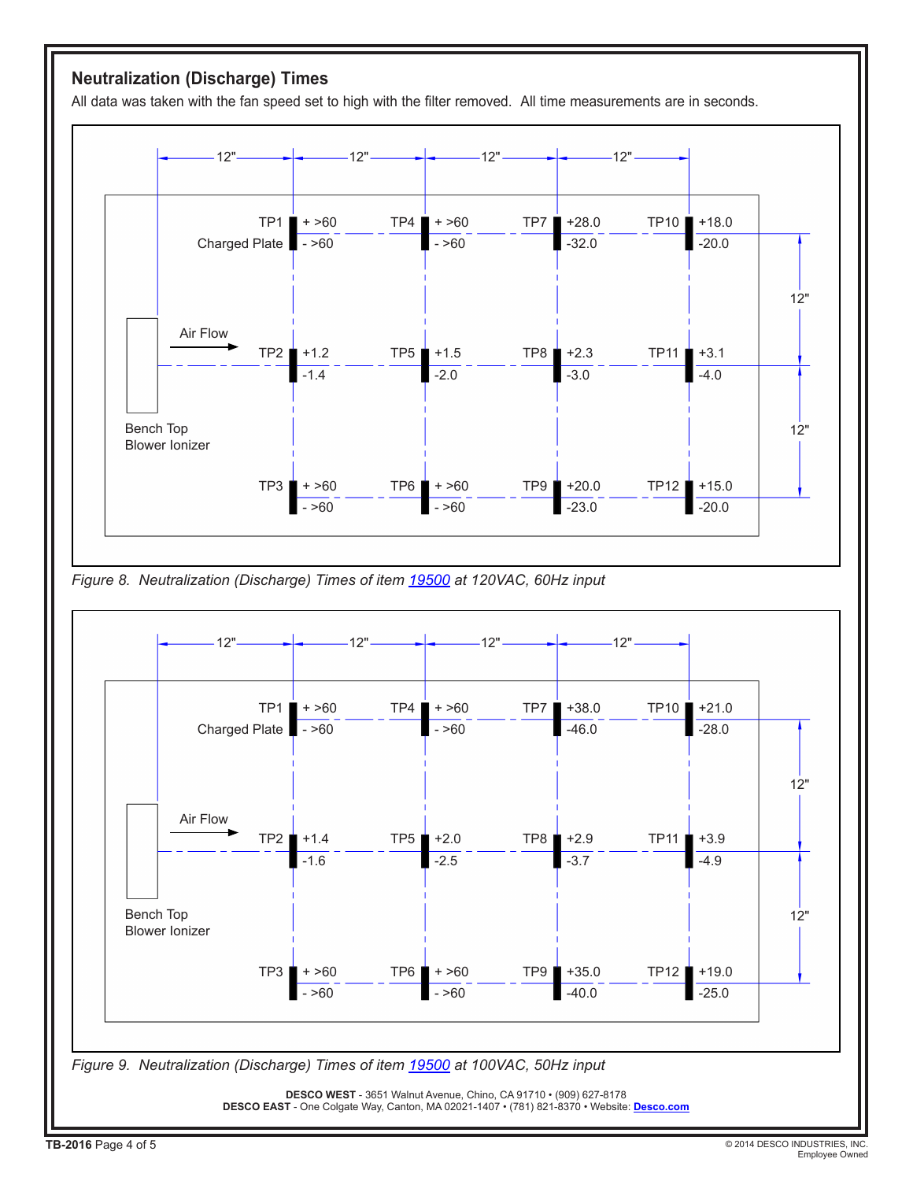## Neutralization (Discharge) Times

All data was taken with the fan speed set to high with the filter removed. All time measurements are in seconds.

| | 12" | 12" | 12" | 12" |
|---|---|---|---|---|
| Row (12" spacing) | TP1 (Charged Plate) | TP4 | TP7 | TP10 |
| + | >60 | >60 | +28.0 | +18.0 |
| - | >60 | >60 | -32.0 | -20.0 |
| | TP2 | TP5 | TP8 | TP11 |
| + | +1.2 | +1.5 | +2.3 | +3.1 |
| - | -1.4 | -2.0 | -3.0 | -4.0 |
| | TP3 | TP6 | TP9 | TP12 |
| + | >60 | >60 | +20.0 | +15.0 |
| - | >60 | >60 | -23.0 | -20.0 |

Bench Top Blower Ionizer — Air Flow →

*Figure 8. Neutralization (Discharge) Times of item 19500 at 120VAC, 60Hz input*

| | 12" | 12" | 12" | 12" |
|---|---|---|---|---|
| Row (12" spacing) | TP1 (Charged Plate) | TP4 | TP7 | TP10 |
| + | >60 | >60 | +38.0 | +21.0 |
| - | >60 | >60 | -46.0 | -28.0 |
| | TP2 | TP5 | TP8 | TP11 |
| + | +1.4 | +2.0 | +2.9 | +3.9 |
| - | -1.6 | -2.5 | -3.7 | -4.9 |
| | TP3 | TP6 | TP9 | TP12 |
| + | >60 | >60 | +35.0 | +19.0 |
| - | >60 | >60 | -40.0 | -25.0 |

Bench Top Blower Ionizer — Air Flow →

*Figure 9. Neutralization (Discharge) Times of item 19500 at 100VAC, 50Hz input*

**DESCO WEST** - 3651 Walnut Avenue, Chino, CA 91710 • (909) 627-8178
**DESCO EAST** - One Colgate Way, Canton, MA 02021-1407 • (781) 821-8370 • Website: **Desco.com**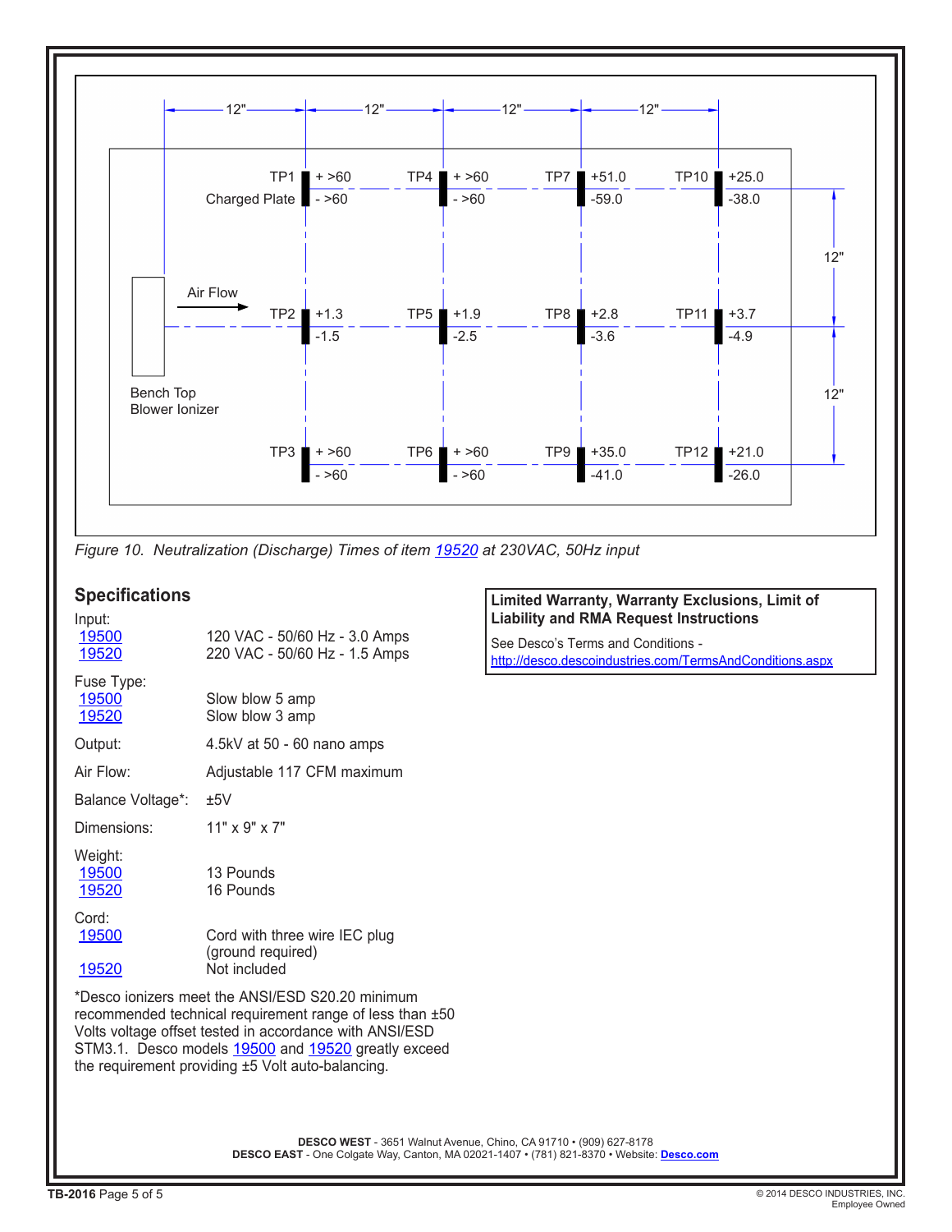12" 12" 12" 12"

TP1 + >60 - >60 Charged Plate

TP4 + >60 - >60

TP7 +51.0 -59.0

TP10 +25.0 -38.0

12"

Air Flow

TP2 +1.3 -1.5

TP5 +1.9 -2.5

TP8 +2.8 -3.6

TP11 +3.7 -4.9

Bench Top Blower Ionizer

12"

TP3 + >60 - >60

TP6 + >60 - >60

TP9 +35.0 -41.0

TP12 +21.0 -26.0

*Figure 10. Neutralization (Discharge) Times of item 19520 at 230VAC, 50Hz input*

## Specifications

Input:
- 19500 — 120 VAC - 50/60 Hz - 3.0 Amps
- 19520 — 220 VAC - 50/60 Hz - 1.5 Amps

Fuse Type:
- 19500 — Slow blow 5 amp
- 19520 — Slow blow 3 amp

Output: 4.5kV at 50 - 60 nano amps

Air Flow: Adjustable 117 CFM maximum

Balance Voltage*: ±5V

Dimensions: 11" x 9" x 7"

Weight:
- 19500 — 13 Pounds
- 19520 — 16 Pounds

Cord:
- 19500 — Cord with three wire IEC plug (ground required)
- 19520 — Not included

*Desco ionizers meet the ANSI/ESD S20.20 minimum recommended technical requirement range of less than ±50 Volts voltage offset tested in accordance with ANSI/ESD STM3.1. Desco models 19500 and 19520 greatly exceed the requirement providing ±5 Volt auto-balancing.

**Limited Warranty, Warranty Exclusions, Limit of Liability and RMA Request Instructions**

See Desco's Terms and Conditions -
http://desco.descoindustries.com/TermsAndConditions.aspx

**DESCO WEST** - 3651 Walnut Avenue, Chino, CA 91710 • (909) 627-8178
**DESCO EAST** - One Colgate Way, Canton, MA 02021-1407 • (781) 821-8370 • Website: **Desco.com**